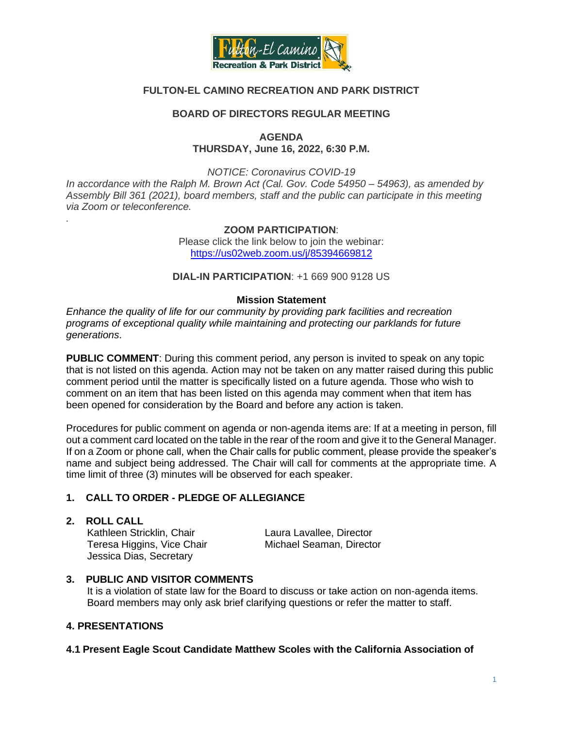# FULTON-EL CAMINO RECREATION AND PARK DISTRICT

## BOARD OF DIRECTORS REGULAR MEETING

**AGENDA**
**THURSDAY, June 16, 2022, 6:30 P.M.**

*NOTICE: Coronavirus COVID-19*
*In accordance with the Ralph M. Brown Act (Cal. Gov. Code 54950 – 54963), as amended by Assembly Bill 361 (2021), board members, staff and the public can participate in this meeting via Zoom or teleconference.*

.

**ZOOM PARTICIPATION**:
Please click the link below to join the webinar:
https://us02web.zoom.us/j/85394669812

**DIAL-IN PARTICIPATION**: +1 669 900 9128 US

**Mission Statement**
*Enhance the quality of life for our community by providing park facilities and recreation programs of exceptional quality while maintaining and protecting our parklands for future generations*.

**PUBLIC COMMENT**: During this comment period, any person is invited to speak on any topic that is not listed on this agenda. Action may not be taken on any matter raised during this public comment period until the matter is specifically listed on a future agenda. Those who wish to comment on an item that has been listed on this agenda may comment when that item has been opened for consideration by the Board and before any action is taken.

Procedures for public comment on agenda or non-agenda items are: If at a meeting in person, fill out a comment card located on the table in the rear of the room and give it to the General Manager. If on a Zoom or phone call, when the Chair calls for public comment, please provide the speaker's name and subject being addressed. The Chair will call for comments at the appropriate time. A time limit of three (3) minutes will be observed for each speaker.

**1. CALL TO ORDER - PLEDGE OF ALLEGIANCE**

**2. ROLL CALL**

Kathleen Stricklin, Chair
Teresa Higgins, Vice Chair
Jessica Dias, Secretary
Laura Lavallee, Director
Michael Seaman, Director

**3. PUBLIC AND VISITOR COMMENTS**

It is a violation of state law for the Board to discuss or take action on non-agenda items. Board members may only ask brief clarifying questions or refer the matter to staff.

**4. PRESENTATIONS**

**4.1 Present Eagle Scout Candidate Matthew Scoles with the California Association of**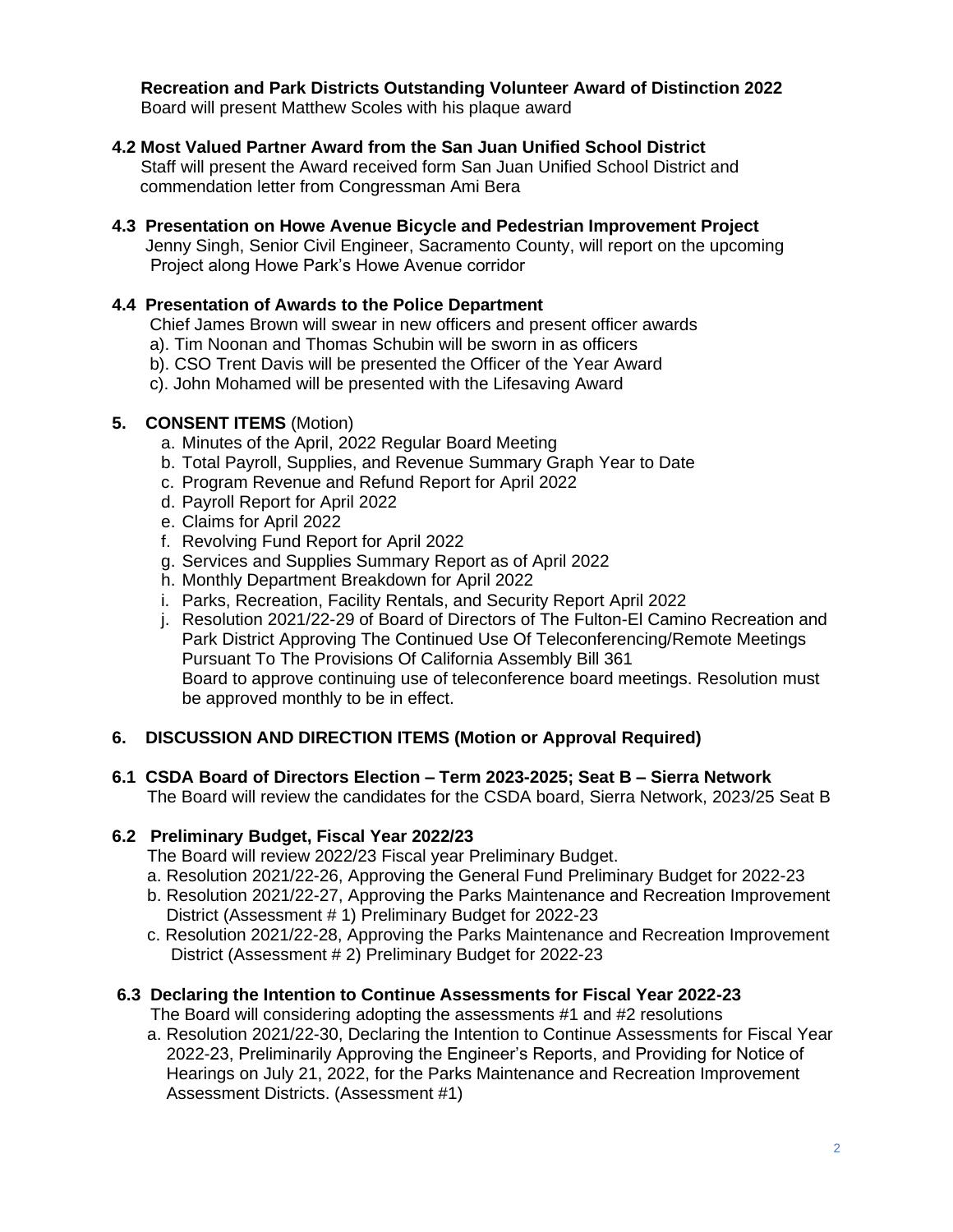**Recreation and Park Districts Outstanding Volunteer Award of Distinction 2022**
Board will present Matthew Scoles with his plaque award

**4.2 Most Valued Partner Award from the San Juan Unified School District**
Staff will present the Award received form San Juan Unified School District and commendation letter from Congressman Ami Bera

**4.3 Presentation on Howe Avenue Bicycle and Pedestrian Improvement Project**
Jenny Singh, Senior Civil Engineer, Sacramento County, will report on the upcoming Project along Howe Park's Howe Avenue corridor

**4.4 Presentation of Awards to the Police Department**
Chief James Brown will swear in new officers and present officer awards
a). Tim Noonan and Thomas Schubin will be sworn in as officers
b). CSO Trent Davis will be presented the Officer of the Year Award
c). John Mohamed will be presented with the Lifesaving Award

**5. CONSENT ITEMS** (Motion)

a. Minutes of the April, 2022 Regular Board Meeting
b. Total Payroll, Supplies, and Revenue Summary Graph Year to Date
c. Program Revenue and Refund Report for April 2022
d. Payroll Report for April 2022
e. Claims for April 2022
f. Revolving Fund Report for April 2022
g. Services and Supplies Summary Report as of April 2022
h. Monthly Department Breakdown for April 2022
i. Parks, Recreation, Facility Rentals, and Security Report April 2022
j. Resolution 2021/22-29 of Board of Directors of The Fulton-El Camino Recreation and Park District Approving The Continued Use Of Teleconferencing/Remote Meetings Pursuant To The Provisions Of California Assembly Bill 361
   Board to approve continuing use of teleconference board meetings. Resolution must be approved monthly to be in effect.

**6. DISCUSSION AND DIRECTION ITEMS (Motion or Approval Required)**

**6.1 CSDA Board of Directors Election – Term 2023-2025; Seat B – Sierra Network**
The Board will review the candidates for the CSDA board, Sierra Network, 2023/25 Seat B

**6.2 Preliminary Budget, Fiscal Year 2022/23**
The Board will review 2022/23 Fiscal year Preliminary Budget.
a. Resolution 2021/22-26, Approving the General Fund Preliminary Budget for 2022-23
b. Resolution 2021/22-27, Approving the Parks Maintenance and Recreation Improvement District (Assessment # 1) Preliminary Budget for 2022-23
c. Resolution 2021/22-28, Approving the Parks Maintenance and Recreation Improvement District (Assessment # 2) Preliminary Budget for 2022-23

**6.3 Declaring the Intention to Continue Assessments for Fiscal Year 2022-23**
The Board will considering adopting the assessments #1 and #2 resolutions
a. Resolution 2021/22-30, Declaring the Intention to Continue Assessments for Fiscal Year 2022-23, Preliminarily Approving the Engineer's Reports, and Providing for Notice of Hearings on July 21, 2022, for the Parks Maintenance and Recreation Improvement Assessment Districts. (Assessment #1)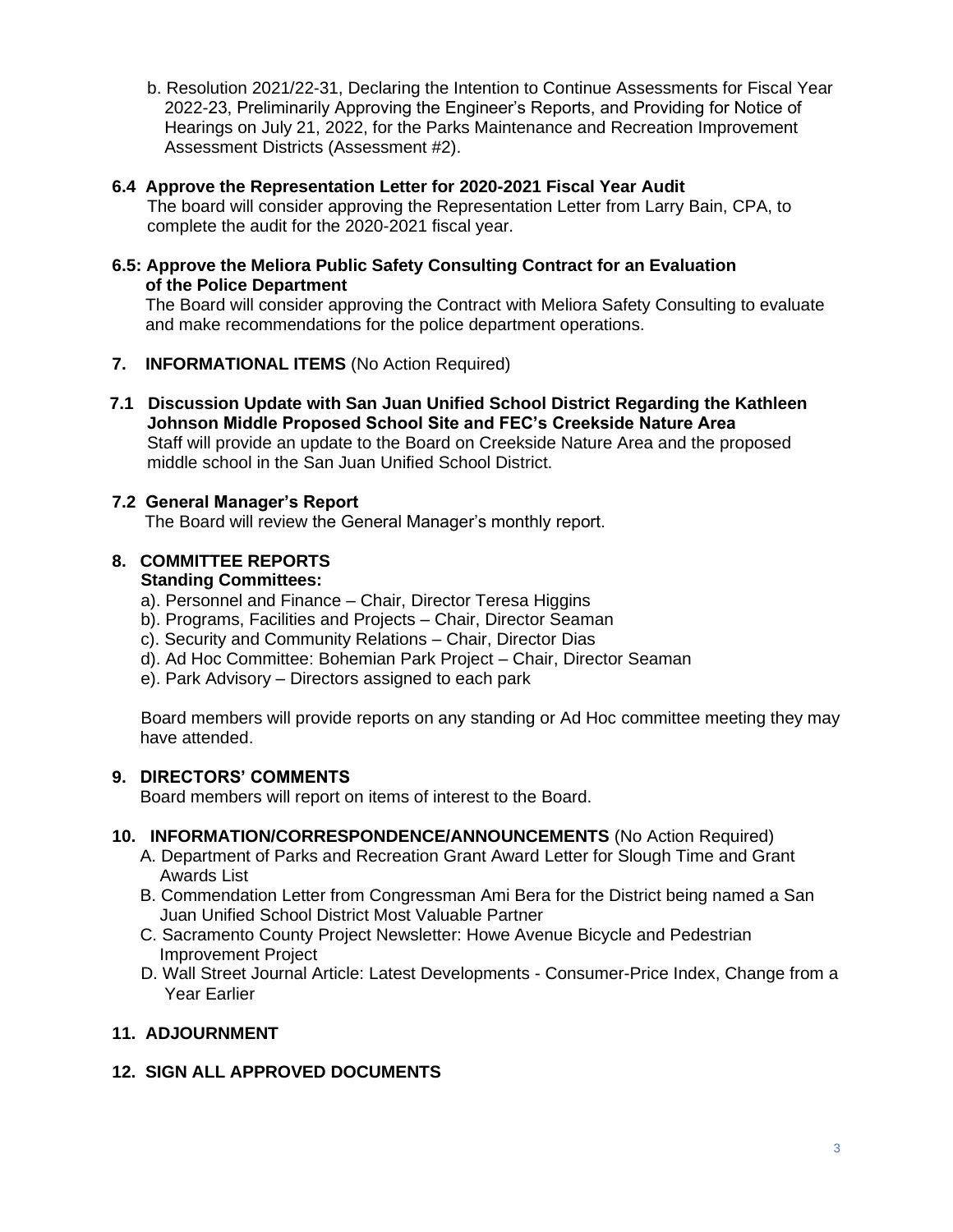b. Resolution 2021/22-31, Declaring the Intention to Continue Assessments for Fiscal Year 2022-23, Preliminarily Approving the Engineer's Reports, and Providing for Notice of Hearings on July 21, 2022, for the Parks Maintenance and Recreation Improvement Assessment Districts (Assessment #2).

**6.4 Approve the Representation Letter for 2020-2021 Fiscal Year Audit**
The board will consider approving the Representation Letter from Larry Bain, CPA, to complete the audit for the 2020-2021 fiscal year.

**6.5: Approve the Meliora Public Safety Consulting Contract for an Evaluation of the Police Department**
The Board will consider approving the Contract with Meliora Safety Consulting to evaluate and make recommendations for the police department operations.

**7. INFORMATIONAL ITEMS** (No Action Required)

**7.1 Discussion Update with San Juan Unified School District Regarding the Kathleen Johnson Middle Proposed School Site and FEC's Creekside Nature Area**
Staff will provide an update to the Board on Creekside Nature Area and the proposed middle school in the San Juan Unified School District.

**7.2 General Manager's Report**
The Board will review the General Manager's monthly report.

**8. COMMITTEE REPORTS**
**Standing Committees:**

a). Personnel and Finance – Chair, Director Teresa Higgins
b). Programs, Facilities and Projects – Chair, Director Seaman
c). Security and Community Relations – Chair, Director Dias
d). Ad Hoc Committee: Bohemian Park Project – Chair, Director Seaman
e). Park Advisory – Directors assigned to each park

Board members will provide reports on any standing or Ad Hoc committee meeting they may have attended.

**9. DIRECTORS' COMMENTS**
Board members will report on items of interest to the Board.

**10. INFORMATION/CORRESPONDENCE/ANNOUNCEMENTS** (No Action Required)

A. Department of Parks and Recreation Grant Award Letter for Slough Time and Grant Awards List
B. Commendation Letter from Congressman Ami Bera for the District being named a San Juan Unified School District Most Valuable Partner
C. Sacramento County Project Newsletter: Howe Avenue Bicycle and Pedestrian Improvement Project
D. Wall Street Journal Article: Latest Developments - Consumer-Price Index, Change from a Year Earlier

**11. ADJOURNMENT**

**12. SIGN ALL APPROVED DOCUMENTS**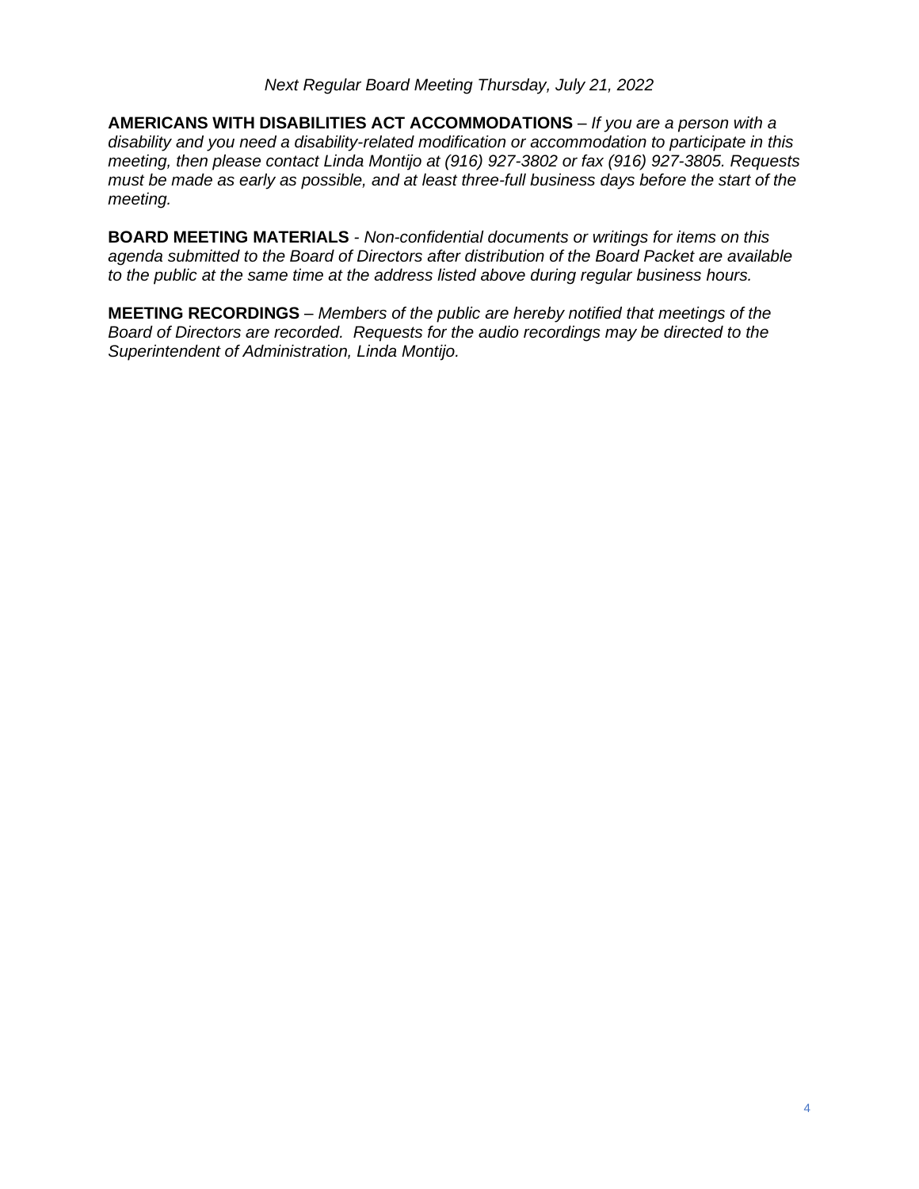*Next Regular Board Meeting Thursday, July 21, 2022*

**AMERICANS WITH DISABILITIES ACT ACCOMMODATIONS** – *If you are a person with a disability and you need a disability-related modification or accommodation to participate in this meeting, then please contact Linda Montijo at (916) 927-3802 or fax (916) 927-3805. Requests must be made as early as possible, and at least three-full business days before the start of the meeting.*

**BOARD MEETING MATERIALS** - *Non-confidential documents or writings for items on this agenda submitted to the Board of Directors after distribution of the Board Packet are available to the public at the same time at the address listed above during regular business hours.*

**MEETING RECORDINGS** – *Members of the public are hereby notified that meetings of the Board of Directors are recorded. Requests for the audio recordings may be directed to the Superintendent of Administration, Linda Montijo.*